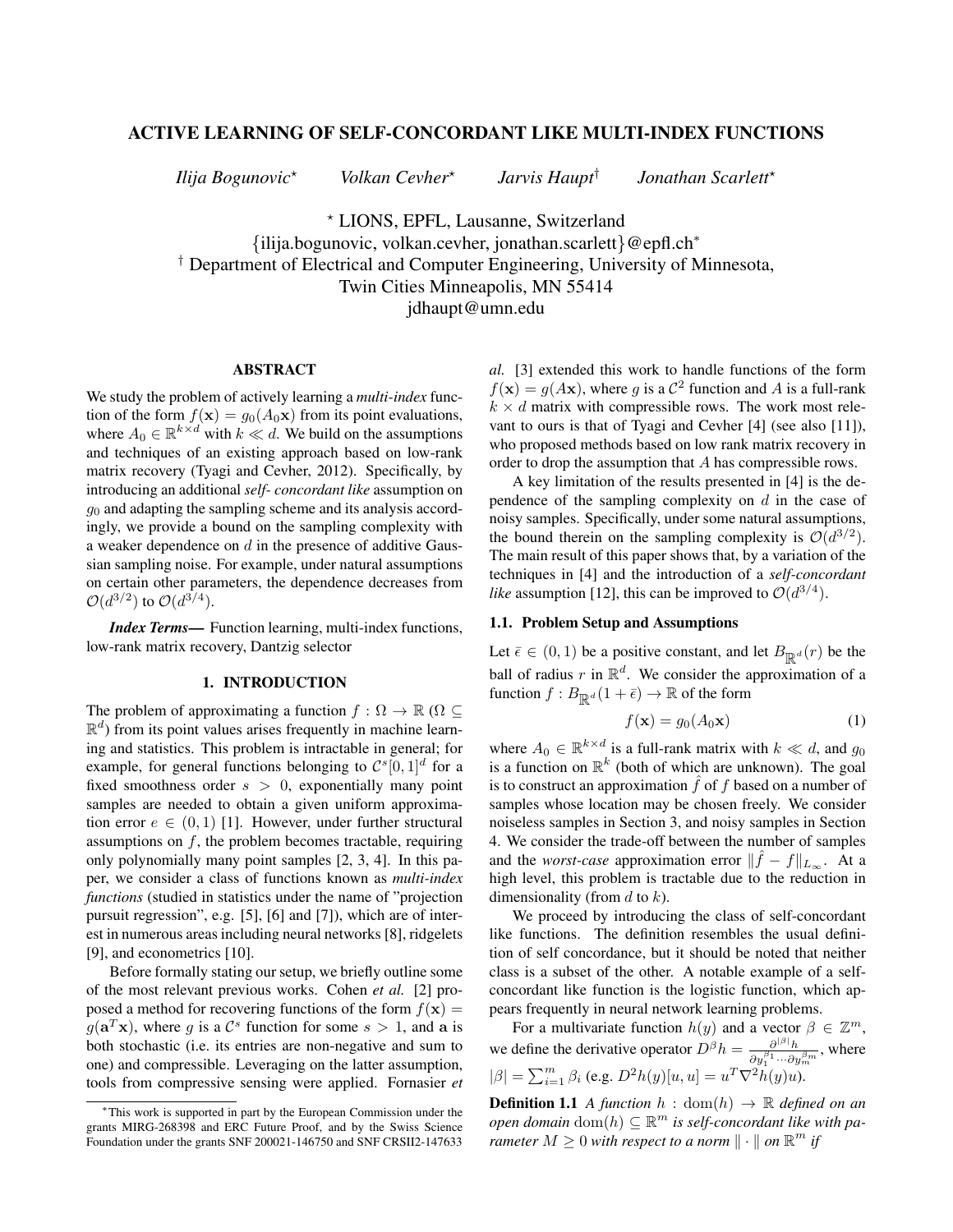# ACTIVE LEARNING OF SELF-CONCORDANT LIKE MULTI-INDEX FUNCTIONS

*Ilija Bogunovic*[⋆] *Volkan Cevher*[⋆] *Jarvis Haupt*[†] *Jonathan Scarlett*[⋆]

[⋆] LIONS, EPFL, Lausanne, Switzerland
{ilija.bogunovic, volkan.cevher, jonathan.scarlett}@epfl.ch[*]
[†] Department of Electrical and Computer Engineering, University of Minnesota, Twin Cities Minneapolis, MN 55414
jdhaupt@umn.edu

## ABSTRACT

We study the problem of actively learning a *multi-index* function of the form $f(\mathbf{x}) = g_0(A_0\mathbf{x})$ from its point evaluations, where $A_0 \in \mathbb{R}^{k\times d}$ with $k \ll d$. We build on the assumptions and techniques of an existing approach based on low-rank matrix recovery (Tyagi and Cevher, 2012). Specifically, by introducing an additional *self- concordant like* assumption on $g_0$ and adapting the sampling scheme and its analysis accordingly, we provide a bound on the sampling complexity with a weaker dependence on $d$ in the presence of additive Gaussian sampling noise. For example, under natural assumptions on certain other parameters, the dependence decreases from $\mathcal{O}(d^{3/2})$ to $\mathcal{O}(d^{3/4})$.

***Index Terms*—** Function learning, multi-index functions, low-rank matrix recovery, Dantzig selector

## 1. INTRODUCTION

The problem of approximating a function $f : \Omega \to \mathbb{R}$ ($\Omega \subseteq \mathbb{R}^d$) from its point values arises frequently in machine learning and statistics. This problem is intractable in general; for example, for general functions belonging to $\mathcal{C}^s[0,1]^d$ for a fixed smoothness order $s > 0$, exponentially many point samples are needed to obtain a given uniform approximation error $e \in (0,1)$ [1]. However, under further structural assumptions on $f$, the problem becomes tractable, requiring only polynomially many point samples [2, 3, 4]. In this paper, we consider a class of functions known as *multi-index functions* (studied in statistics under the name of "projection pursuit regression", e.g. [5], [6] and [7]), which are of interest in numerous areas including neural networks [8], ridgelets [9], and econometrics [10].

Before formally stating our setup, we briefly outline some of the most relevant previous works. Cohen *et al.* [2] proposed a method for recovering functions of the form $f(\mathbf{x}) = g(\mathbf{a}^T\mathbf{x})$, where $g$ is a $\mathcal{C}^s$ function for some $s > 1$, and $\mathbf{a}$ is both stochastic (i.e. its entries are non-negative and sum to one) and compressible. Leveraging on the latter assumption, tools from compressive sensing were applied. Fornasier *et al.* [3] extended this work to handle functions of the form $f(\mathbf{x}) = g(A\mathbf{x})$, where $g$ is a $\mathcal{C}^2$ function and $A$ is a full-rank $k \times d$ matrix with compressible rows. The work most relevant to ours is that of Tyagi and Cevher [4] (see also [11]), who proposed methods based on low rank matrix recovery in order to drop the assumption that $A$ has compressible rows.

A key limitation of the results presented in [4] is the dependence of the sampling complexity on $d$ in the case of noisy samples. Specifically, under some natural assumptions, the bound therein on the sampling complexity is $\mathcal{O}(d^{3/2})$. The main result of this paper shows that, by a variation of the techniques in [4] and the introduction of a *self-concordant like* assumption [12], this can be improved to $\mathcal{O}(d^{3/4})$.

### 1.1. Problem Setup and Assumptions

Let $\bar{\epsilon} \in (0,1)$ be a positive constant, and let $B_{\mathbb{R}^d}(r)$ be the ball of radius $r$ in $\mathbb{R}^d$. We consider the approximation of a function $f : B_{\mathbb{R}^d}(1+\bar{\epsilon}) \to \mathbb{R}$ of the form

$$f(\mathbf{x}) = g_0(A_0\mathbf{x}) \tag{1}$$

where $A_0 \in \mathbb{R}^{k\times d}$ is a full-rank matrix with $k \ll d$, and $g_0$ is a function on $\mathbb{R}^k$ (both of which are unknown). The goal is to construct an approximation $\hat{f}$ of $f$ based on a number of samples whose location may be chosen freely. We consider noiseless samples in Section 3, and noisy samples in Section 4. We consider the trade-off between the number of samples and the *worst-case* approximation error $\|\hat{f} - f\|_{L_\infty}$. At a high level, this problem is tractable due to the reduction in dimensionality (from $d$ to $k$).

We proceed by introducing the class of self-concordant like functions. The definition resembles the usual definition of self concordance, but it should be noted that neither class is a subset of the other. A notable example of a self-concordant like function is the logistic function, which appears frequently in neural network learning problems.

For a multivariate function $h(y)$ and a vector $\beta \in \mathbb{Z}^m$, we define the derivative operator $D^\beta h = \frac{\partial^{|\beta|}h}{\partial y_1^{\beta_1}\cdots\partial y_m^{\beta_m}}$, where $|\beta| = \sum_{i=1}^m \beta_i$ (e.g. $D^2h(y)[u,u] = u^T\nabla^2 h(y)u$).

**Definition 1.1** *A function $h : \mathrm{dom}(h) \to \mathbb{R}$ defined on an open domain $\mathrm{dom}(h) \subseteq \mathbb{R}^m$ is self-concordant like with parameter $M \geq 0$ with respect to a norm $\|\cdot\|$ on $\mathbb{R}^m$ if*

[*]This work is supported in part by the European Commission under the grants MIRG-268398 and ERC Future Proof, and by the Swiss Science Foundation under the grants SNF 200021-146750 and SNF CRSII2-147633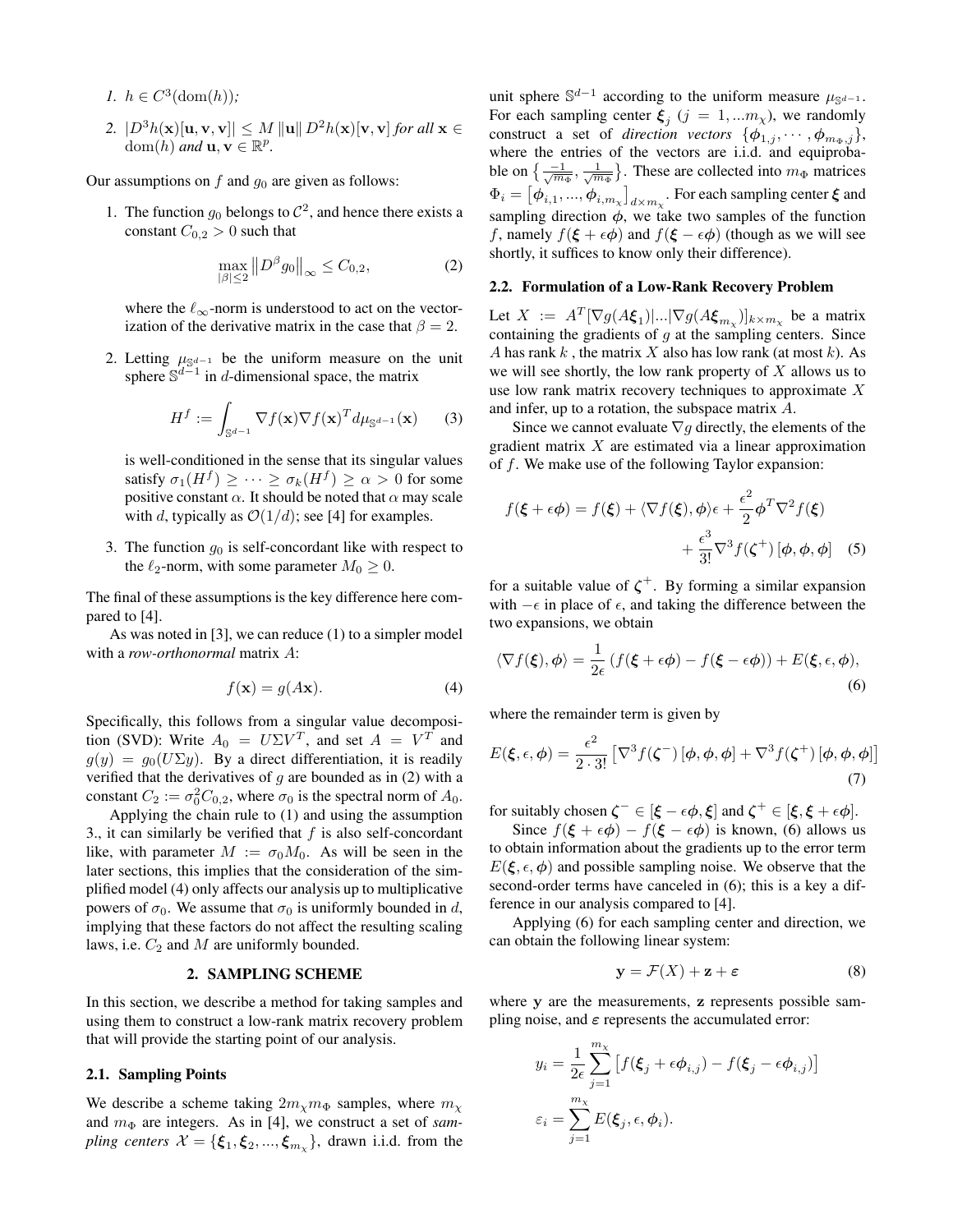1. $h \in C^3(\mathrm{dom}(h))$;
2. $|D^3h(\mathbf{x})[\mathbf{u},\mathbf{v},\mathbf{v}]| \leq M \|\mathbf{u}\| D^2h(\mathbf{x})[\mathbf{v},\mathbf{v}]$ *for all* $\mathbf{x} \in \mathrm{dom}(h)$ *and* $\mathbf{u},\mathbf{v} \in \mathbb{R}^p$.

Our assumptions on $f$ and $g_0$ are given as follows:

1. The function $g_0$ belongs to $\mathcal{C}^2$, and hence there exists a constant $C_{0,2} > 0$ such that

$$\max_{|\beta|\leq 2} \left\| D^\beta g_0 \right\|_\infty \leq C_{0,2}, \tag{2}$$

   where the $\ell_\infty$-norm is understood to act on the vectorization of the derivative matrix in the case that $\beta = 2$.

2. Letting $\mu_{\mathbb{S}^{d-1}}$ be the uniform measure on the unit sphere $\mathbb{S}^{d-1}$ in $d$-dimensional space, the matrix

$$H^f := \int_{\mathbb{S}^{d-1}} \nabla f(\mathbf{x}) \nabla f(\mathbf{x})^T d\mu_{\mathbb{S}^{d-1}}(\mathbf{x}) \tag{3}$$

   is well-conditioned in the sense that its singular values satisfy $\sigma_1(H^f) \geq \cdots \geq \sigma_k(H^f) \geq \alpha > 0$ for some positive constant $\alpha$. It should be noted that $\alpha$ may scale with $d$, typically as $\mathcal{O}(1/d)$; see [4] for examples.

3. The function $g_0$ is self-concordant like with respect to the $\ell_2$-norm, with some parameter $M_0 \geq 0$.

The final of these assumptions is the key difference here compared to [4].

As was noted in [3], we can reduce (1) to a simpler model with a *row-orthonormal* matrix $A$:

$$f(\mathbf{x}) = g(A\mathbf{x}). \tag{4}$$

Specifically, this follows from a singular value decomposition (SVD): Write $A_0 = U\Sigma V^T$, and set $A = V^T$ and $g(y) = g_0(U\Sigma y)$. By a direct differentiation, it is readily verified that the derivatives of $g$ are bounded as in (2) with a constant $C_2 := \sigma_0^2 C_{0,2}$, where $\sigma_0$ is the spectral norm of $A_0$.

Applying the chain rule to (1) and using the assumption 3., it can similarly be verified that $f$ is also self-concordant like, with parameter $M := \sigma_0 M_0$. As will be seen in the later sections, this implies that the consideration of the simplified model (4) only affects our analysis up to multiplicative powers of $\sigma_0$. We assume that $\sigma_0$ is uniformly bounded in $d$, implying that these factors do not affect the resulting scaling laws, i.e. $C_2$ and $M$ are uniformly bounded.

## 2. SAMPLING SCHEME

In this section, we describe a method for taking samples and using them to construct a low-rank matrix recovery problem that will provide the starting point of our analysis.

### 2.1. Sampling Points

We describe a scheme taking $2m_\chi m_\Phi$ samples, where $m_\chi$ and $m_\Phi$ are integers. As in [4], we construct a set of *sampling centers* $\mathcal{X} = \{\boldsymbol{\xi}_1, \boldsymbol{\xi}_2, ..., \boldsymbol{\xi}_{m_\chi}\}$, drawn i.i.d. from the unit sphere $\mathbb{S}^{d-1}$ according to the uniform measure $\mu_{\mathbb{S}^{d-1}}$. For each sampling center $\boldsymbol{\xi}_j$ ($j = 1, ...m_\chi$), we randomly construct a set of *direction vectors* $\{\boldsymbol{\phi}_{1,j}, \cdots, \boldsymbol{\phi}_{m_\Phi,j}\}$, where the entries of the vectors are i.i.d. and equiprobable on $\left\{\frac{-1}{\sqrt{m_\Phi}}, \frac{1}{\sqrt{m_\Phi}}\right\}$. These are collected into $m_\Phi$ matrices $\Phi_i = \left[\boldsymbol{\phi}_{i,1}, ..., \boldsymbol{\phi}_{i,m_\chi}\right]_{d\times m_\chi}$. For each sampling center $\boldsymbol{\xi}$ and sampling direction $\boldsymbol{\phi}$, we take two samples of the function $f$, namely $f(\boldsymbol{\xi} + \epsilon\boldsymbol{\phi})$ and $f(\boldsymbol{\xi} - \epsilon\boldsymbol{\phi})$ (though as we will see shortly, it suffices to know only their difference).

### 2.2. Formulation of a Low-Rank Recovery Problem

Let $X := A^T[\nabla g(A\boldsymbol{\xi}_1)|...|\nabla g(A\boldsymbol{\xi}_{m_\chi})]_{k\times m_\chi}$ be a matrix containing the gradients of $g$ at the sampling centers. Since $A$ has rank $k$ , the matrix $X$ also has low rank (at most $k$). As we will see shortly, the low rank property of $X$ allows us to use low rank matrix recovery techniques to approximate $X$ and infer, up to a rotation, the subspace matrix $A$.

Since we cannot evaluate $\nabla g$ directly, the elements of the gradient matrix $X$ are estimated via a linear approximation of $f$. We make use of the following Taylor expansion:

$$f(\boldsymbol{\xi} + \epsilon\boldsymbol{\phi}) = f(\boldsymbol{\xi}) + \langle \nabla f(\boldsymbol{\xi}), \boldsymbol{\phi}\rangle \epsilon + \frac{\epsilon^2}{2}\boldsymbol{\phi}^T \nabla^2 f(\boldsymbol{\xi}) + \frac{\epsilon^3}{3!}\nabla^3 f(\boldsymbol{\zeta}^+)\left[\boldsymbol{\phi},\boldsymbol{\phi},\boldsymbol{\phi}\right] \tag{5}$$

for a suitable value of $\boldsymbol{\zeta}^+$. By forming a similar expansion with $-\epsilon$ in place of $\epsilon$, and taking the difference between the two expansions, we obtain

$$\langle \nabla f(\boldsymbol{\xi}), \boldsymbol{\phi}\rangle = \frac{1}{2\epsilon}\left(f(\boldsymbol{\xi} + \epsilon\boldsymbol{\phi}) - f(\boldsymbol{\xi} - \epsilon\boldsymbol{\phi})\right) + E(\boldsymbol{\xi}, \epsilon, \boldsymbol{\phi}), \tag{6}$$

where the remainder term is given by

$$E(\boldsymbol{\xi}, \epsilon, \boldsymbol{\phi}) = \frac{\epsilon^2}{2\cdot 3!}\left[\nabla^3 f(\boldsymbol{\zeta}^-)\left[\boldsymbol{\phi},\boldsymbol{\phi},\boldsymbol{\phi}\right] + \nabla^3 f(\boldsymbol{\zeta}^+)\left[\boldsymbol{\phi},\boldsymbol{\phi},\boldsymbol{\phi}\right]\right] \tag{7}$$

for suitably chosen $\boldsymbol{\zeta}^- \in [\boldsymbol{\xi} - \epsilon\boldsymbol{\phi}, \boldsymbol{\xi}]$ and $\boldsymbol{\zeta}^+ \in [\boldsymbol{\xi}, \boldsymbol{\xi} + \epsilon\boldsymbol{\phi}]$.

Since $f(\boldsymbol{\xi} + \epsilon\boldsymbol{\phi}) - f(\boldsymbol{\xi} - \epsilon\boldsymbol{\phi})$ is known, (6) allows us to obtain information about the gradients up to the error term $E(\boldsymbol{\xi}, \epsilon, \boldsymbol{\phi})$ and possible sampling noise. We observe that the second-order terms have canceled in (6); this is a key a difference in our analysis compared to [4].

Applying (6) for each sampling center and direction, we can obtain the following linear system:

$$\mathbf{y} = \mathcal{F}(X) + \mathbf{z} + \boldsymbol{\varepsilon} \tag{8}$$

where $\mathbf{y}$ are the measurements, $\mathbf{z}$ represents possible sampling noise, and $\boldsymbol{\varepsilon}$ represents the accumulated error:

$$y_i = \frac{1}{2\epsilon}\sum_{j=1}^{m_\chi}\left[f(\boldsymbol{\xi}_j + \epsilon\boldsymbol{\phi}_{i,j}) - f(\boldsymbol{\xi}_j - \epsilon\boldsymbol{\phi}_{i,j})\right]$$

$$\varepsilon_i = \sum_{j=1}^{m_\chi} E(\boldsymbol{\xi}_j, \epsilon, \boldsymbol{\phi}_i).$$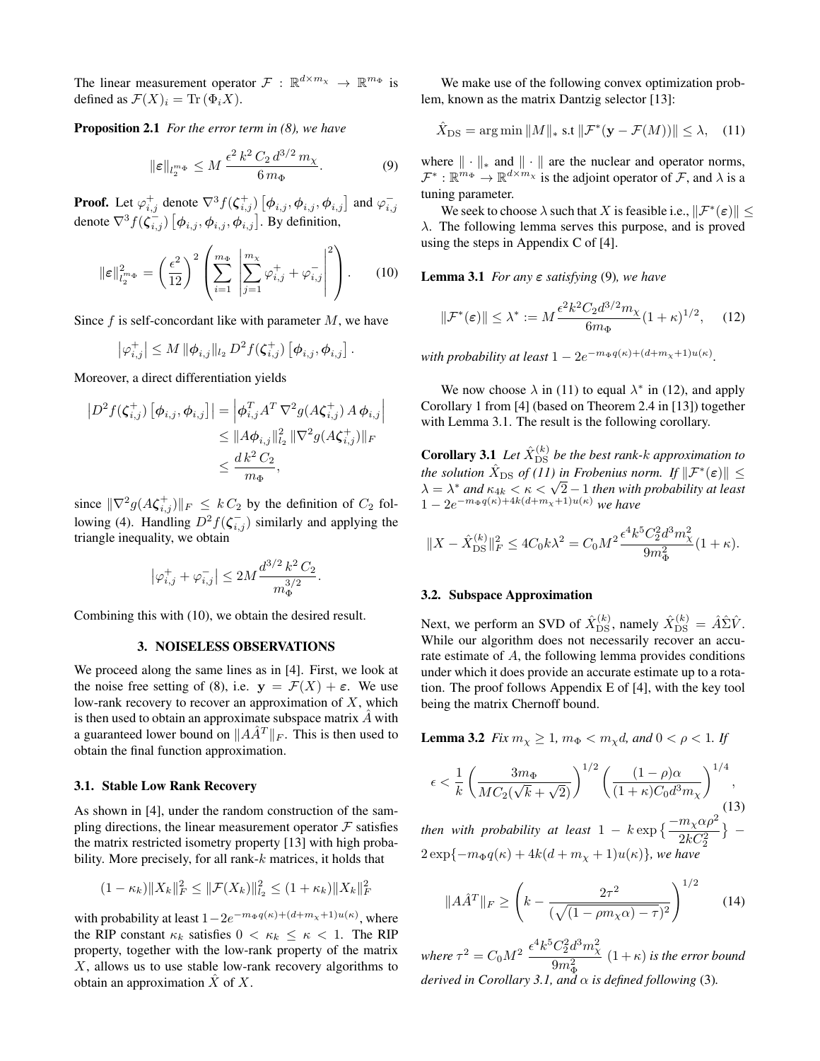The linear measurement operator $\mathcal{F} : \mathbb{R}^{d \times m_\chi} \to \mathbb{R}^{m_\Phi}$ is defined as $\mathcal{F}(X)_i = \text{Tr}(\Phi_i X)$.

**Proposition 2.1** *For the error term in (8), we have*

$$\|\varepsilon\|_{l_2^{m_\Phi}} \leq M \frac{\epsilon^2 k^2 C_2 d^{3/2} m_\chi}{6 m_\Phi}. \tag{9}$$

**Proof.** Let $\varphi_{i,j}^+$ denote $\nabla^3 f(\zeta_{i,j}^+)\left[\phi_{i,j}, \phi_{i,j}, \phi_{i,j}\right]$ and $\varphi_{i,j}^-$ denote $\nabla^3 f(\zeta_{i,j}^-)\left[\phi_{i,j}, \phi_{i,j}, \phi_{i,j}\right]$. By definition,

$$\|\varepsilon\|_{l_2^{m_\Phi}}^2 = \left(\frac{\epsilon^2}{12}\right)^2 \left(\sum_{i=1}^{m_\Phi} \left|\sum_{j=1}^{m_\chi} \varphi_{i,j}^+ + \varphi_{i,j}^-\right|^2\right). \tag{10}$$

Since $f$ is self-concordant like with parameter $M$, we have

$$\left|\varphi_{i,j}^+\right| \leq M \|\phi_{i,j}\|_{l_2} D^2 f(\zeta_{i,j}^+)\left[\phi_{i,j}, \phi_{i,j}\right].$$

Moreover, a direct differentiation yields

$$\begin{aligned}\left|D^2 f(\zeta_{i,j}^+)\left[\phi_{i,j}, \phi_{i,j}\right]\right| &= \left|\phi_{i,j}^T A^T \nabla^2 g(A\zeta_{i,j}^+) A \phi_{i,j}\right| \\ &\leq \|A\phi_{i,j}\|_{l_2}^2 \|\nabla^2 g(A\zeta_{i,j}^+)\|_F \\ &\leq \frac{d\, k^2 C_2}{m_\Phi},\end{aligned}$$

since $\|\nabla^2 g(A\zeta_{i,j}^+)\|_F \leq k C_2$ by the definition of $C_2$ following (4). Handling $D^2 f(\zeta_{i,j}^-)$ similarly and applying the triangle inequality, we obtain

$$\left|\varphi_{i,j}^+ + \varphi_{i,j}^-\right| \leq 2M \frac{d^{3/2} k^2 C_2}{m_\Phi^{3/2}}.$$

Combining this with (10), we obtain the desired result.

## 3. NOISELESS OBSERVATIONS

We proceed along the same lines as in [4]. First, we look at the noise free setting of (8), i.e. $\mathbf{y} = \mathcal{F}(X) + \varepsilon$. We use low-rank recovery to recover an approximation of $X$, which is then used to obtain an approximate subspace matrix $\hat{A}$ with a guaranteed lower bound on $\|A\hat{A}^T\|_F$. This is then used to obtain the final function approximation.

### 3.1. Stable Low Rank Recovery

As shown in [4], under the random construction of the sampling directions, the linear measurement operator $\mathcal{F}$ satisfies the matrix restricted isometry property [13] with high probability. More precisely, for all rank-$k$ matrices, it holds that

$$(1 - \kappa_k)\|X_k\|_F^2 \leq \|\mathcal{F}(X_k)\|_{l_2}^2 \leq (1 + \kappa_k)\|X_k\|_F^2$$

with probability at least $1 - 2e^{-m_\Phi q(\kappa) + (d + m_\chi + 1)u(\kappa)}$, where the RIP constant $\kappa_k$ satisfies $0 < \kappa_k \leq \kappa < 1$. The RIP property, together with the low-rank property of the matrix $X$, allows us to use stable low-rank recovery algorithms to obtain an approximation $\hat{X}$ of $X$.

We make use of the following convex optimization problem, known as the matrix Dantzig selector [13]:

$$\hat{X}_{\text{DS}} = \arg\min \|M\|_* \text{ s.t } \|\mathcal{F}^*(\mathbf{y} - \mathcal{F}(M))\| \leq \lambda, \tag{11}$$

where $\|\cdot\|_*$ and $\|\cdot\|$ are the nuclear and operator norms, $\mathcal{F}^* : \mathbb{R}^{m_\Phi} \to \mathbb{R}^{d \times m_\chi}$ is the adjoint operator of $\mathcal{F}$, and $\lambda$ is a tuning parameter.

We seek to choose $\lambda$ such that $X$ is feasible i.e., $\|\mathcal{F}^*(\varepsilon)\| \leq \lambda$. The following lemma serves this purpose, and is proved using the steps in Appendix C of [4].

**Lemma 3.1** *For any $\varepsilon$ satisfying* (9)*, we have*

$$\|\mathcal{F}^*(\varepsilon)\| \leq \lambda^* := M \frac{\epsilon^2 k^2 C_2 d^{3/2} m_\chi}{6 m_\Phi}(1 + \kappa)^{1/2}, \tag{12}$$

*with probability at least $1 - 2e^{-m_\Phi q(\kappa) + (d + m_\chi + 1)u(\kappa)}$.*

We now choose $\lambda$ in (11) to equal $\lambda^*$ in (12), and apply Corollary 1 from [4] (based on Theorem 2.4 in [13]) together with Lemma 3.1. The result is the following corollary.

**Corollary 3.1** *Let $\hat{X}_{\text{DS}}^{(k)}$ be the best rank-$k$ approximation to the solution $\hat{X}_{\text{DS}}$ of (11) in Frobenius norm. If $\|\mathcal{F}^*(\varepsilon)\| \leq \lambda = \lambda^*$ and $\kappa_{4k} < \kappa < \sqrt{2} - 1$ then with probability at least $1 - 2e^{-m_\Phi q(\kappa) + 4k(d + m_\chi + 1)u(\kappa)}$ we have*

$$\|X - \hat{X}_{\text{DS}}^{(k)}\|_F^2 \leq 4C_0 k \lambda^2 = C_0 M^2 \frac{\epsilon^4 k^5 C_2^2 d^3 m_\chi^2}{9 m_\Phi^2}(1 + \kappa).$$

### 3.2. Subspace Approximation

Next, we perform an SVD of $\hat{X}_{\text{DS}}^{(k)}$, namely $\hat{X}_{\text{DS}}^{(k)} = \hat{A}\hat{\Sigma}\hat{V}$. While our algorithm does not necessarily recover an accurate estimate of $A$, the following lemma provides conditions under which it does provide an accurate estimate up to a rotation. The proof follows Appendix E of [4], with the key tool being the matrix Chernoff bound.

**Lemma 3.2** *Fix $m_\chi \geq 1$, $m_\Phi < m_\chi d$, and $0 < \rho < 1$. If*

$$\epsilon < \frac{1}{k}\left(\frac{3 m_\Phi}{M C_2(\sqrt{k} + \sqrt{2})}\right)^{1/2}\left(\frac{(1 - \rho)\alpha}{(1 + \kappa) C_0 d^3 m_\chi}\right)^{1/4}, \tag{13}$$

*then with probability at least $1 - k \exp\left\{\frac{-m_\chi \alpha \rho^2}{2k C_2^2}\right\} - 2\exp\{-m_\Phi q(\kappa) + 4k(d + m_\chi + 1)u(\kappa)\}$, we have*

$$\|A\hat{A}^T\|_F \geq \left(k - \frac{2\tau^2}{(\sqrt{(1 - \rho m_\chi \alpha)} - \tau)^2}\right)^{1/2} \tag{14}$$

*where $\tau^2 = C_0 M^2 \dfrac{\epsilon^4 k^5 C_2^2 d^3 m_\chi^2}{9 m_\Phi^2}(1 + \kappa)$ is the error bound derived in Corollary 3.1, and $\alpha$ is defined following* (3)*.*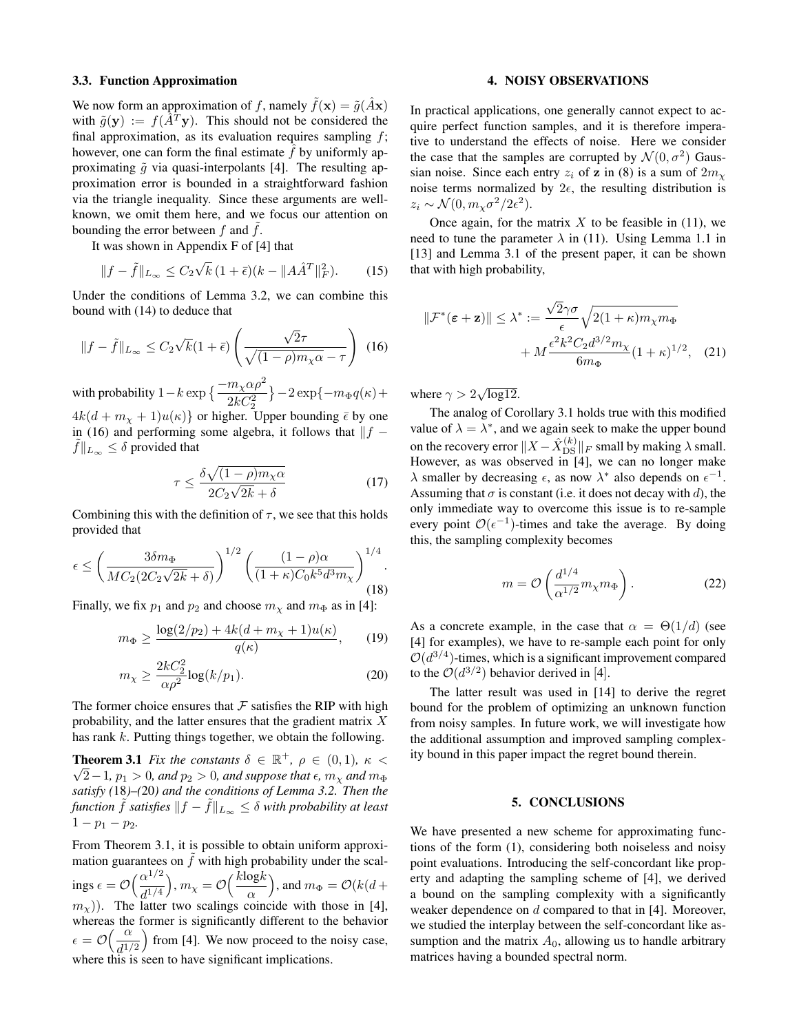### 3.3. Function Approximation

We now form an approximation of $f$, namely $\tilde{f}(\mathbf{x}) = \tilde{g}(\hat{A}\mathbf{x})$ with $\tilde{g}(\mathbf{y}) := f(\hat{A}^T\mathbf{y})$. This should not be considered the final approximation, as its evaluation requires sampling $f$; however, one can form the final estimate $\hat{f}$ by uniformly approximating $\tilde{g}$ via quasi-interpolants [4]. The resulting approximation error is bounded in a straightforward fashion via the triangle inequality. Since these arguments are well-known, we omit them here, and we focus our attention on bounding the error between $f$ and $\tilde{f}$.

It was shown in Appendix F of [4] that

$$\|f - \tilde{f}\|_{L_\infty} \leq C_2\sqrt{k}\,(1+\bar{\epsilon})(k - \|A\hat{A}^T\|_F^2). \tag{15}$$

Under the conditions of Lemma 3.2, we can combine this bound with (14) to deduce that

$$\|f - \tilde{f}\|_{L_\infty} \leq C_2\sqrt{k}(1+\bar{\epsilon})\left(\frac{\sqrt{2}\tau}{\sqrt{(1-\rho)m_\chi\alpha} - \tau}\right) \tag{16}$$

with probability $1 - k\exp\left\{\frac{-m_\chi\alpha\rho^2}{2kC_2^2}\right\} - 2\exp\{-m_\Phi q(\kappa) + 4k(d+m_\chi+1)u(\kappa)\}$ or higher. Upper bounding $\bar{\epsilon}$ by one in (16) and performing some algebra, it follows that $\|f - \tilde{f}\|_{L_\infty} \leq \delta$ provided that

$$\tau \leq \frac{\delta\sqrt{(1-\rho)m_\chi\alpha}}{2C_2\sqrt{2k} + \delta} \tag{17}$$

Combining this with the definition of $\tau$, we see that this holds provided that

$$\epsilon \leq \left(\frac{3\delta m_\Phi}{MC_2(2C_2\sqrt{2k}+\delta)}\right)^{1/2}\left(\frac{(1-\rho)\alpha}{(1+\kappa)C_0k^5d^3m_\chi}\right)^{1/4}. \tag{18}$$

Finally, we fix $p_1$ and $p_2$ and choose $m_\chi$ and $m_\Phi$ as in [4]:

$$m_\Phi \geq \frac{\log(2/p_2) + 4k(d+m_\chi+1)u(\kappa)}{q(\kappa)}, \tag{19}$$

$$m_\chi \geq \frac{2kC_2^2}{\alpha\rho^2}\log(k/p_1). \tag{20}$$

The former choice ensures that $\mathcal{F}$ satisfies the RIP with high probability, and the latter ensures that the gradient matrix $X$ has rank $k$. Putting things together, we obtain the following.

**Theorem 3.1** *Fix the constants $\delta \in \mathbb{R}^+$, $\rho \in (0,1)$, $\kappa < \sqrt{2}-1$, $p_1 > 0$, and $p_2 > 0$, and suppose that $\epsilon$, $m_\chi$ and $m_\Phi$ satisfy (18)–(20) and the conditions of Lemma 3.2. Then the function $\tilde{f}$ satisfies $\|f - \tilde{f}\|_{L_\infty} \leq \delta$ with probability at least $1 - p_1 - p_2$.*

From Theorem 3.1, it is possible to obtain uniform approximation guarantees on $\tilde{f}$ with high probability under the scalings $\epsilon = \mathcal{O}\Big(\frac{\alpha^{1/2}}{d^{1/4}}\Big)$, $m_\chi = \mathcal{O}\Big(\frac{k\log k}{\alpha}\Big)$, and $m_\Phi = \mathcal{O}(k(d + m_\chi))$. The latter two scalings coincide with those in [4], whereas the former is significantly different to the behavior $\epsilon = \mathcal{O}\Big(\frac{\alpha}{d^{1/2}}\Big)$ from [4]. We now proceed to the noisy case, where this is seen to have significant implications.

## 4. NOISY OBSERVATIONS

In practical applications, one generally cannot expect to acquire perfect function samples, and it is therefore imperative to understand the effects of noise. Here we consider the case that the samples are corrupted by $\mathcal{N}(0,\sigma^2)$ Gaussian noise. Since each entry $z_i$ of $\mathbf{z}$ in (8) is a sum of $2m_\chi$ noise terms normalized by $2\epsilon$, the resulting distribution is $z_i \sim \mathcal{N}(0, m_\chi\sigma^2/2\epsilon^2)$.

Once again, for the matrix $X$ to be feasible in (11), we need to tune the parameter $\lambda$ in (11). Using Lemma 1.1 in [13] and Lemma 3.1 of the present paper, it can be shown that with high probability,

$$\|\mathcal{F}^*(\boldsymbol{\varepsilon} + \mathbf{z})\| \leq \lambda^* := \frac{\sqrt{2}\gamma\sigma}{\epsilon}\sqrt{2(1+\kappa)m_\chi m_\Phi} + M\frac{\epsilon^2k^2C_2d^{3/2}m_\chi}{6m_\Phi}(1+\kappa)^{1/2}, \tag{21}$$

where $\gamma > 2\sqrt{\log 12}$.

The analog of Corollary 3.1 holds true with this modified value of $\lambda = \lambda^*$, and we again seek to make the upper bound on the recovery error $\|X - \hat{X}_{\mathrm{DS}}^{(k)}\|_F$ small by making $\lambda$ small. However, as was observed in [4], we can no longer make $\lambda$ smaller by decreasing $\epsilon$, as now $\lambda^*$ also depends on $\epsilon^{-1}$. Assuming that $\sigma$ is constant (i.e. it does not decay with $d$), the only immediate way to overcome this issue is to re-sample every point $\mathcal{O}(\epsilon^{-1})$-times and take the average. By doing this, the sampling complexity becomes

$$m = \mathcal{O}\left(\frac{d^{1/4}}{\alpha^{1/2}}m_\chi m_\Phi\right). \tag{22}$$

As a concrete example, in the case that $\alpha = \Theta(1/d)$ (see [4] for examples), we have to re-sample each point for only $\mathcal{O}(d^{3/4})$-times, which is a significant improvement compared to the $\mathcal{O}(d^{3/2})$ behavior derived in [4].

The latter result was used in [14] to derive the regret bound for the problem of optimizing an unknown function from noisy samples. In future work, we will investigate how the additional assumption and improved sampling complexity bound in this paper impact the regret bound therein.

## 5. CONCLUSIONS

We have presented a new scheme for approximating functions of the form (1), considering both noiseless and noisy point evaluations. Introducing the self-concordant like property and adapting the sampling scheme of [4], we derived a bound on the sampling complexity with a significantly weaker dependence on $d$ compared to that in [4]. Moreover, we studied the interplay between the self-concordant like assumption and the matrix $A_0$, allowing us to handle arbitrary matrices having a bounded spectral norm.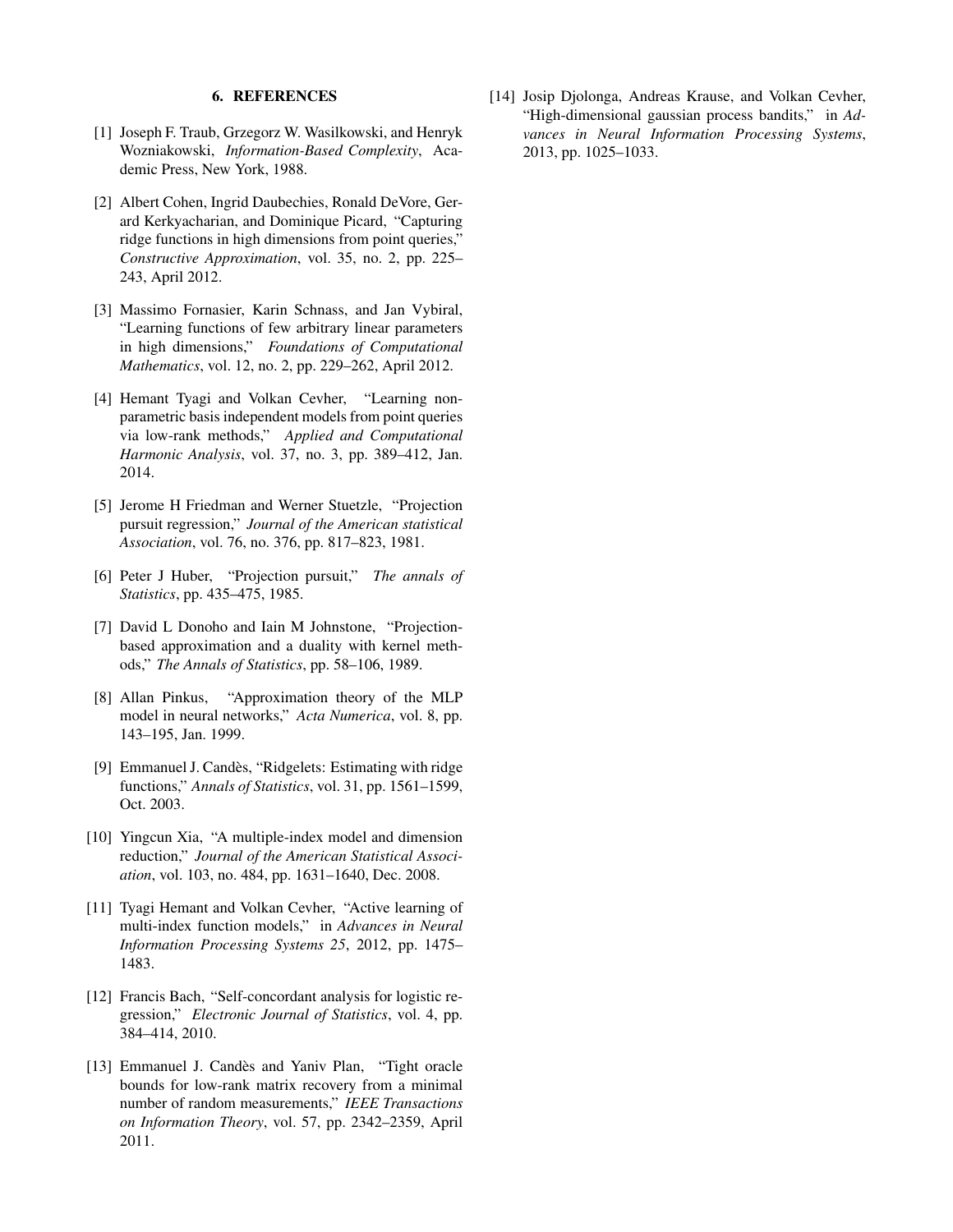## 6. REFERENCES

[1] Joseph F. Traub, Grzegorz W. Wasilkowski, and Henryk Wozniakowski, *Information-Based Complexity*, Academic Press, New York, 1988.

[2] Albert Cohen, Ingrid Daubechies, Ronald DeVore, Gerard Kerkyacharian, and Dominique Picard, "Capturing ridge functions in high dimensions from point queries," *Constructive Approximation*, vol. 35, no. 2, pp. 225–243, April 2012.

[3] Massimo Fornasier, Karin Schnass, and Jan Vybiral, "Learning functions of few arbitrary linear parameters in high dimensions," *Foundations of Computational Mathematics*, vol. 12, no. 2, pp. 229–262, April 2012.

[4] Hemant Tyagi and Volkan Cevher, "Learning non-parametric basis independent models from point queries via low-rank methods," *Applied and Computational Harmonic Analysis*, vol. 37, no. 3, pp. 389–412, Jan. 2014.

[5] Jerome H Friedman and Werner Stuetzle, "Projection pursuit regression," *Journal of the American statistical Association*, vol. 76, no. 376, pp. 817–823, 1981.

[6] Peter J Huber, "Projection pursuit," *The annals of Statistics*, pp. 435–475, 1985.

[7] David L Donoho and Iain M Johnstone, "Projection-based approximation and a duality with kernel methods," *The Annals of Statistics*, pp. 58–106, 1989.

[8] Allan Pinkus, "Approximation theory of the MLP model in neural networks," *Acta Numerica*, vol. 8, pp. 143–195, Jan. 1999.

[9] Emmanuel J. Candès, "Ridgelets: Estimating with ridge functions," *Annals of Statistics*, vol. 31, pp. 1561–1599, Oct. 2003.

[10] Yingcun Xia, "A multiple-index model and dimension reduction," *Journal of the American Statistical Association*, vol. 103, no. 484, pp. 1631–1640, Dec. 2008.

[11] Tyagi Hemant and Volkan Cevher, "Active learning of multi-index function models," in *Advances in Neural Information Processing Systems 25*, 2012, pp. 1475–1483.

[12] Francis Bach, "Self-concordant analysis for logistic regression," *Electronic Journal of Statistics*, vol. 4, pp. 384–414, 2010.

[13] Emmanuel J. Candès and Yaniv Plan, "Tight oracle bounds for low-rank matrix recovery from a minimal number of random measurements," *IEEE Transactions on Information Theory*, vol. 57, pp. 2342–2359, April 2011.

[14] Josip Djolonga, Andreas Krause, and Volkan Cevher, "High-dimensional gaussian process bandits," in *Advances in Neural Information Processing Systems*, 2013, pp. 1025–1033.